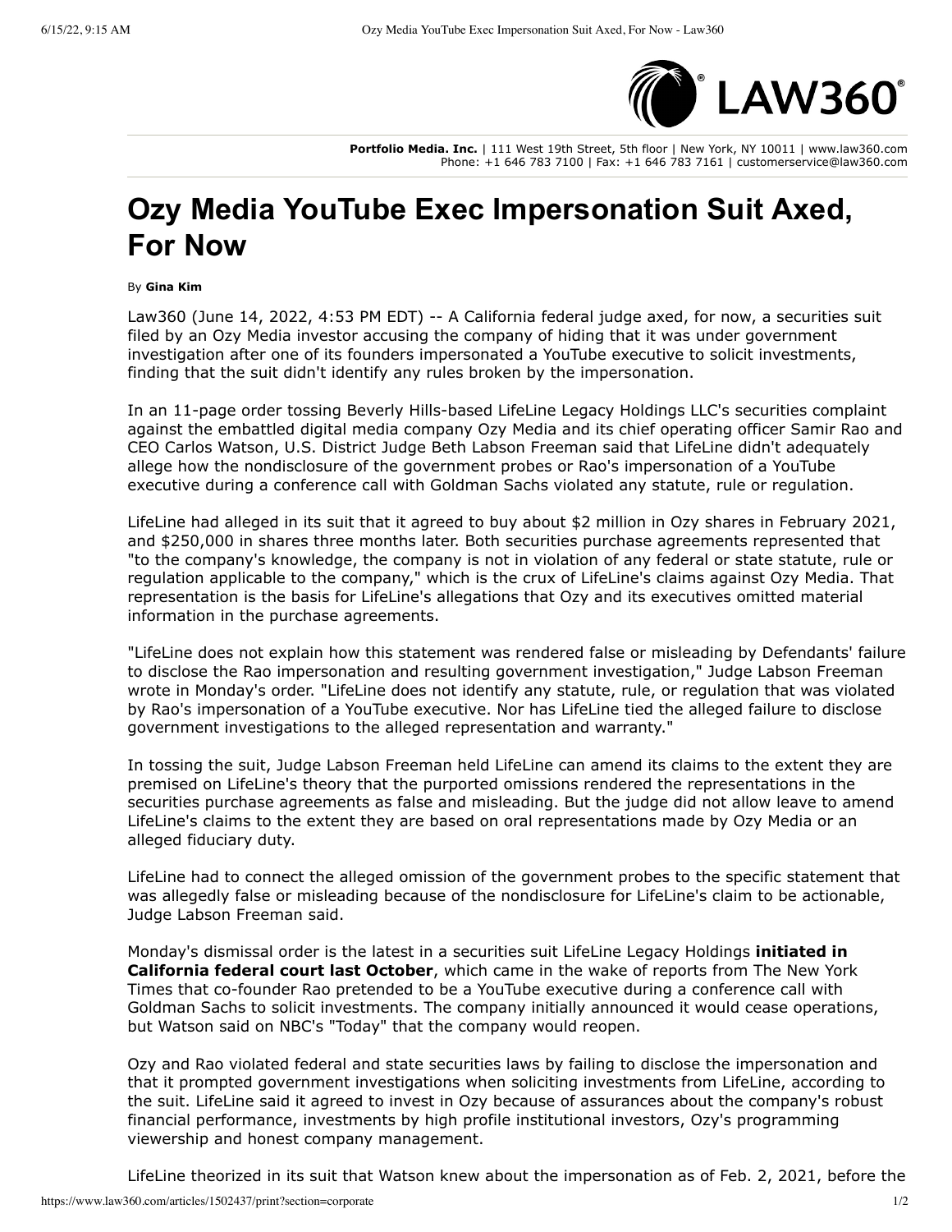**Portfolio Media. Inc.** | 111 West 19th Street, 5th floor | New York, NY 10011 | www.law360.com
Phone: +1 646 783 7100 | Fax: +1 646 783 7161 | customerservice@law360.com

# Ozy Media YouTube Exec Impersonation Suit Axed, For Now

By **Gina Kim**

Law360 (June 14, 2022, 4:53 PM EDT) -- A California federal judge axed, for now, a securities suit filed by an Ozy Media investor accusing the company of hiding that it was under government investigation after one of its founders impersonated a YouTube executive to solicit investments, finding that the suit didn't identify any rules broken by the impersonation.

In an 11-page order tossing Beverly Hills-based LifeLine Legacy Holdings LLC's securities complaint against the embattled digital media company Ozy Media and its chief operating officer Samir Rao and CEO Carlos Watson, U.S. District Judge Beth Labson Freeman said that LifeLine didn't adequately allege how the nondisclosure of the government probes or Rao's impersonation of a YouTube executive during a conference call with Goldman Sachs violated any statute, rule or regulation.

LifeLine had alleged in its suit that it agreed to buy about $2 million in Ozy shares in February 2021, and $250,000 in shares three months later. Both securities purchase agreements represented that "to the company's knowledge, the company is not in violation of any federal or state statute, rule or regulation applicable to the company," which is the crux of LifeLine's claims against Ozy Media. That representation is the basis for LifeLine's allegations that Ozy and its executives omitted material information in the purchase agreements.

"LifeLine does not explain how this statement was rendered false or misleading by Defendants' failure to disclose the Rao impersonation and resulting government investigation," Judge Labson Freeman wrote in Monday's order. "LifeLine does not identify any statute, rule, or regulation that was violated by Rao's impersonation of a YouTube executive. Nor has LifeLine tied the alleged failure to disclose government investigations to the alleged representation and warranty."

In tossing the suit, Judge Labson Freeman held LifeLine can amend its claims to the extent they are premised on LifeLine's theory that the purported omissions rendered the representations in the securities purchase agreements as false and misleading. But the judge did not allow leave to amend LifeLine's claims to the extent they are based on oral representations made by Ozy Media or an alleged fiduciary duty.

LifeLine had to connect the alleged omission of the government probes to the specific statement that was allegedly false or misleading because of the nondisclosure for LifeLine's claim to be actionable, Judge Labson Freeman said.

Monday's dismissal order is the latest in a securities suit LifeLine Legacy Holdings **initiated in California federal court last October**, which came in the wake of reports from The New York Times that co-founder Rao pretended to be a YouTube executive during a conference call with Goldman Sachs to solicit investments. The company initially announced it would cease operations, but Watson said on NBC's "Today" that the company would reopen.

Ozy and Rao violated federal and state securities laws by failing to disclose the impersonation and that it prompted government investigations when soliciting investments from LifeLine, according to the suit. LifeLine said it agreed to invest in Ozy because of assurances about the company's robust financial performance, investments by high profile institutional investors, Ozy's programming viewership and honest company management.

LifeLine theorized in its suit that Watson knew about the impersonation as of Feb. 2, 2021, before the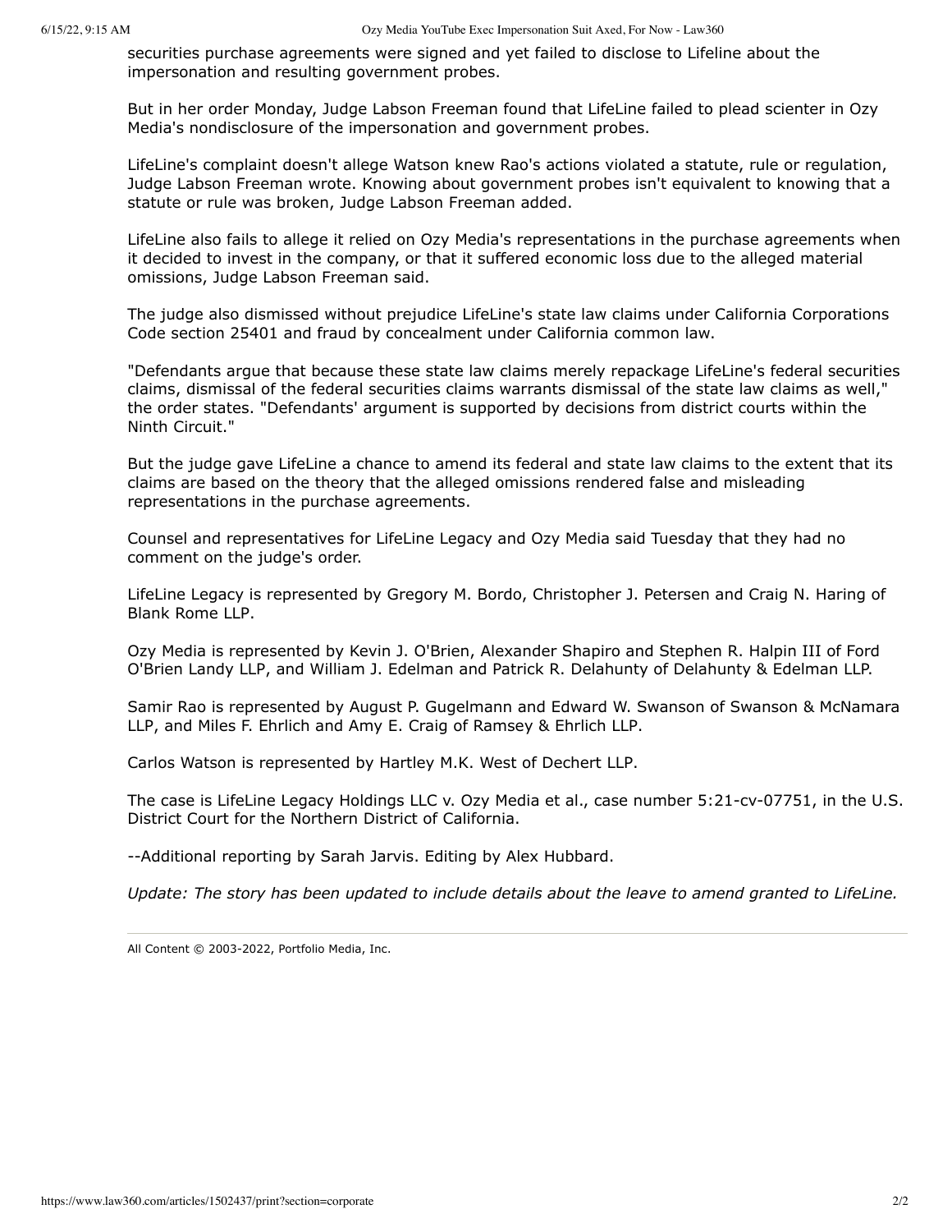securities purchase agreements were signed and yet failed to disclose to Lifeline about the impersonation and resulting government probes.

But in her order Monday, Judge Labson Freeman found that LifeLine failed to plead scienter in Ozy Media's nondisclosure of the impersonation and government probes.

LifeLine's complaint doesn't allege Watson knew Rao's actions violated a statute, rule or regulation, Judge Labson Freeman wrote. Knowing about government probes isn't equivalent to knowing that a statute or rule was broken, Judge Labson Freeman added.

LifeLine also fails to allege it relied on Ozy Media's representations in the purchase agreements when it decided to invest in the company, or that it suffered economic loss due to the alleged material omissions, Judge Labson Freeman said.

The judge also dismissed without prejudice LifeLine's state law claims under California Corporations Code section 25401 and fraud by concealment under California common law.

"Defendants argue that because these state law claims merely repackage LifeLine's federal securities claims, dismissal of the federal securities claims warrants dismissal of the state law claims as well," the order states. "Defendants' argument is supported by decisions from district courts within the Ninth Circuit."

But the judge gave LifeLine a chance to amend its federal and state law claims to the extent that its claims are based on the theory that the alleged omissions rendered false and misleading representations in the purchase agreements.

Counsel and representatives for LifeLine Legacy and Ozy Media said Tuesday that they had no comment on the judge's order.

LifeLine Legacy is represented by Gregory M. Bordo, Christopher J. Petersen and Craig N. Haring of Blank Rome LLP.

Ozy Media is represented by Kevin J. O'Brien, Alexander Shapiro and Stephen R. Halpin III of Ford O'Brien Landy LLP, and William J. Edelman and Patrick R. Delahunty of Delahunty & Edelman LLP.

Samir Rao is represented by August P. Gugelmann and Edward W. Swanson of Swanson & McNamara LLP, and Miles F. Ehrlich and Amy E. Craig of Ramsey & Ehrlich LLP.

Carlos Watson is represented by Hartley M.K. West of Dechert LLP.

The case is LifeLine Legacy Holdings LLC v. Ozy Media et al., case number 5:21-cv-07751, in the U.S. District Court for the Northern District of California.

--Additional reporting by Sarah Jarvis. Editing by Alex Hubbard.

*Update: The story has been updated to include details about the leave to amend granted to LifeLine.*

All Content © 2003-2022, Portfolio Media, Inc.